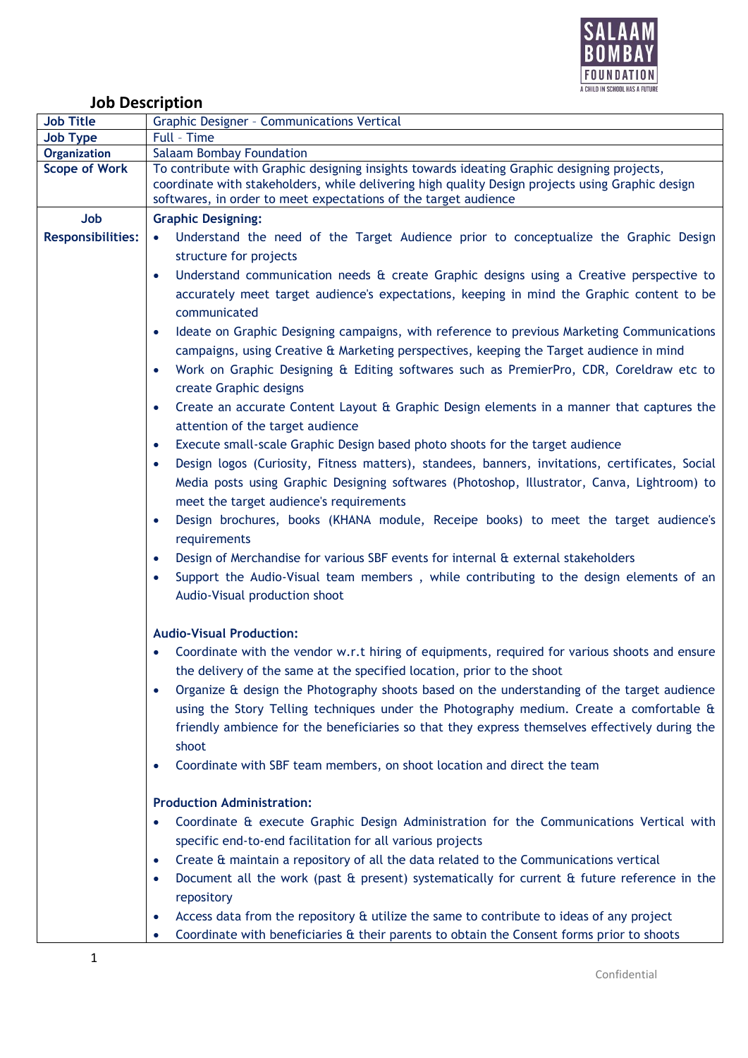## Job Description

| Job Title | Graphic Designer – Communications Vertical |
|---|---|
| Job Type | Full – Time |
| Organization | Salaam Bombay Foundation |
| Scope of Work | To contribute with Graphic designing insights towards ideating Graphic designing projects, coordinate with stakeholders, while delivering high quality Design projects using Graphic design softwares, in order to meet expectations of the target audience |
| Job Responsibilities: | **Graphic Designing:**<br>• Understand the need of the Target Audience prior to conceptualize the Graphic Design structure for projects<br>• Understand communication needs & create Graphic designs using a Creative perspective to accurately meet target audience's expectations, keeping in mind the Graphic content to be communicated<br>• Ideate on Graphic Designing campaigns, with reference to previous Marketing Communications campaigns, using Creative & Marketing perspectives, keeping the Target audience in mind<br>• Work on Graphic Designing & Editing softwares such as PremierPro, CDR, Coreldraw etc to create Graphic designs<br>• Create an accurate Content Layout & Graphic Design elements in a manner that captures the attention of the target audience<br>• Execute small-scale Graphic Design based photo shoots for the target audience<br>• Design logos (Curiosity, Fitness matters), standees, banners, invitations, certificates, Social Media posts using Graphic Designing softwares (Photoshop, Illustrator, Canva, Lightroom) to meet the target audience's requirements<br>• Design brochures, books (KHANA module, Receipe books) to meet the target audience's requirements<br>• Design of Merchandise for various SBF events for internal & external stakeholders<br>• Support the Audio-Visual team members , while contributing to the design elements of an Audio-Visual production shoot<br><br>**Audio-Visual Production:**<br>• Coordinate with the vendor w.r.t hiring of equipments, required for various shoots and ensure the delivery of the same at the specified location, prior to the shoot<br>• Organize & design the Photography shoots based on the understanding of the target audience using the Story Telling techniques under the Photography medium. Create a comfortable & friendly ambience for the beneficiaries so that they express themselves effectively during the shoot<br>• Coordinate with SBF team members, on shoot location and direct the team<br><br>**Production Administration:**<br>• Coordinate & execute Graphic Design Administration for the Communications Vertical with specific end-to-end facilitation for all various projects<br>• Create & maintain a repository of all the data related to the Communications vertical<br>• Document all the work (past & present) systematically for current & future reference in the repository<br>• Access data from the repository & utilize the same to contribute to ideas of any project<br>• Coordinate with beneficiaries & their parents to obtain the Consent forms prior to shoots |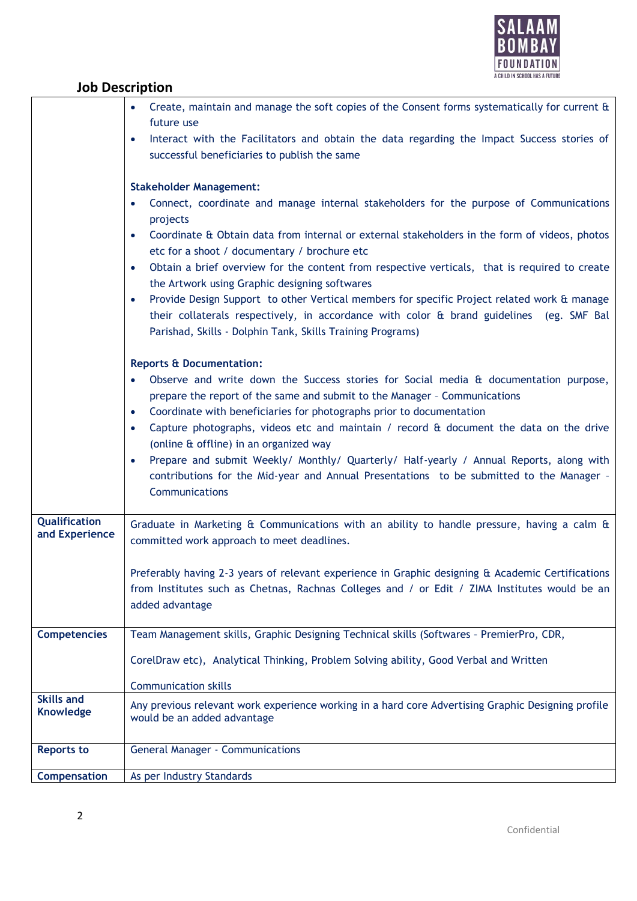## Job Description

| | |
|---|---|
| | • Create, maintain and manage the soft copies of the Consent forms systematically for current & future use<br>• Interact with the Facilitators and obtain the data regarding the Impact Success stories of successful beneficiaries to publish the same<br><br>**Stakeholder Management:**<br>• Connect, coordinate and manage internal stakeholders for the purpose of Communications projects<br>• Coordinate & Obtain data from internal or external stakeholders in the form of videos, photos etc for a shoot / documentary / brochure etc<br>• Obtain a brief overview for the content from respective verticals, that is required to create the Artwork using Graphic designing softwares<br>• Provide Design Support to other Vertical members for specific Project related work & manage their collaterals respectively, in accordance with color & brand guidelines (eg. SMF Bal Parishad, Skills - Dolphin Tank, Skills Training Programs)<br><br>**Reports & Documentation:**<br>• Observe and write down the Success stories for Social media & documentation purpose, prepare the report of the same and submit to the Manager – Communications<br>• Coordinate with beneficiaries for photographs prior to documentation<br>• Capture photographs, videos etc and maintain / record & document the data on the drive (online & offline) in an organized way<br>• Prepare and submit Weekly/ Monthly/ Quarterly/ Half-yearly / Annual Reports, along with contributions for the Mid-year and Annual Presentations to be submitted to the Manager – Communications |
| **Qualification and Experience** | Graduate in Marketing & Communications with an ability to handle pressure, having a calm & committed work approach to meet deadlines.<br><br>Preferably having 2-3 years of relevant experience in Graphic designing & Academic Certifications from Institutes such as Chetnas, Rachnas Colleges and / or Edit / ZIMA Institutes would be an added advantage |
| **Competencies** | Team Management skills, Graphic Designing Technical skills (Softwares – PremierPro, CDR,<br><br>CorelDraw etc), Analytical Thinking, Problem Solving ability, Good Verbal and Written<br><br>Communication skills |
| **Skills and Knowledge** | Any previous relevant work experience working in a hard core Advertising Graphic Designing profile would be an added advantage |
| **Reports to** | General Manager - Communications |
| **Compensation** | As per Industry Standards |